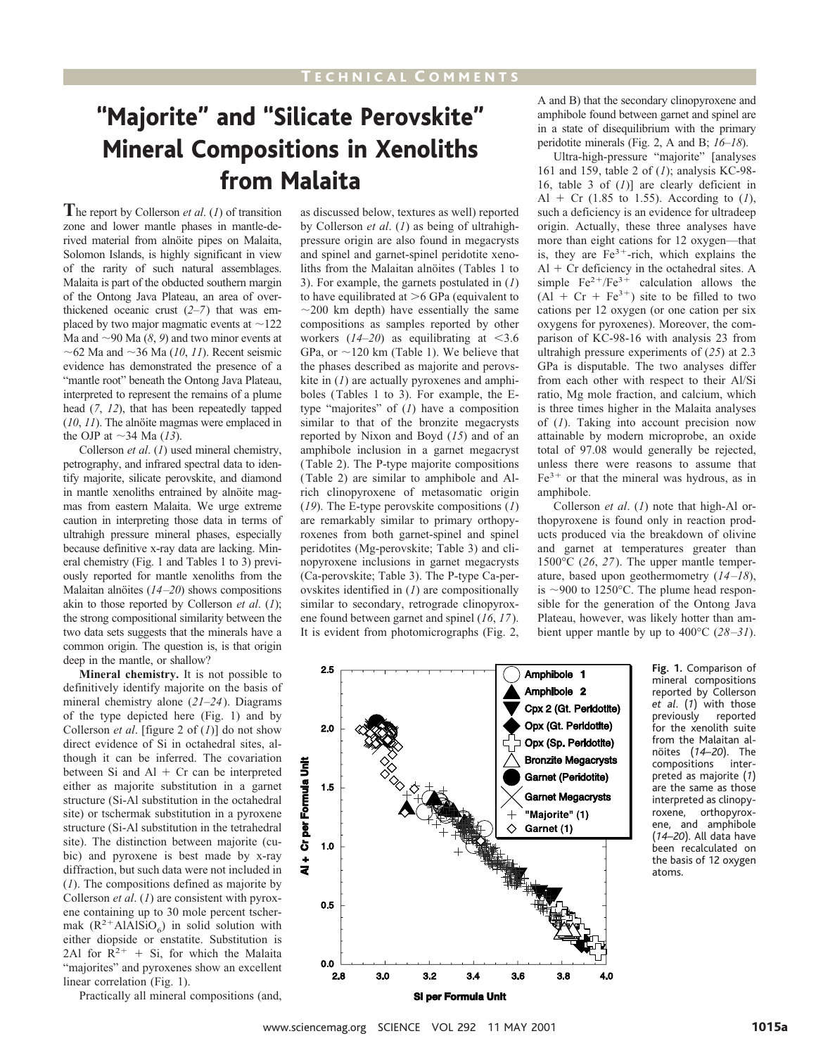# "Majorite" and "Silicate Perovskite" Mineral Compositions in Xenoliths from Malaita

The report by Collerson *et al*. (*1*) of transition zone and lower mantle phases in mantle-derived material from alnöite pipes on Malaita, Solomon Islands, is highly significant in view of the rarity of such natural assemblages. Malaita is part of the obducted southern margin of the Ontong Java Plateau, an area of overthickened oceanic crust (*2–7*) that was emplaced by two major magmatic events at ~122 Ma and ~90 Ma (*8*, *9*) and two minor events at ~62 Ma and ~36 Ma (*10*, *11*). Recent seismic evidence has demonstrated the presence of a "mantle root" beneath the Ontong Java Plateau, interpreted to represent the remains of a plume head (*7*, *12*), that has been repeatedly tapped (*10*, *11*). The alnöite magmas were emplaced in the OJP at ~34 Ma (*13*).

Collerson *et al*. (*1*) used mineral chemistry, petrography, and infrared spectral data to identify majorite, silicate perovskite, and diamond in mantle xenoliths entrained by alnöite magmas from eastern Malaita. We urge extreme caution in interpreting those data in terms of ultrahigh pressure mineral phases, especially because definitive x-ray data are lacking. Mineral chemistry (Fig. 1 and Tables 1 to 3) previously reported for mantle xenoliths from the Malaitan alnöites (*14–20*) shows compositions akin to those reported by Collerson *et al*. (*1*); the strong compositional similarity between the two data sets suggests that the minerals have a common origin. The question is, is that origin deep in the mantle, or shallow?

**Mineral chemistry.** It is not possible to definitively identify majorite on the basis of mineral chemistry alone (*21–24*). Diagrams of the type depicted here (Fig. 1) and by Collerson *et al*. [figure 2 of (*1*)] do not show direct evidence of Si in octahedral sites, although it can be inferred. The covariation between Si and Al + Cr can be interpreted either as majorite substitution in a garnet structure (Si-Al substitution in the octahedral site) or tschermak substitution in a pyroxene structure (Si-Al substitution in the tetrahedral site). The distinction between majorite (cubic) and pyroxene is best made by x-ray diffraction, but such data were not included in (*1*). The compositions defined as majorite by Collerson *et al*. (*1*) are consistent with pyroxene containing up to 30 mole percent tschermak ($R^{2+}AlAlSiO_6$) in solid solution with either diopside or enstatite. Substitution is 2Al for $R^{2+}$ + Si, for which the Malaita "majorites" and pyroxenes show an excellent linear correlation (Fig. 1).

Practically all mineral compositions (and, as discussed below, textures as well) reported by Collerson *et al*. (*1*) as being of ultrahigh-pressure origin are also found in megacrysts and spinel and garnet-spinel peridotite xenoliths from the Malaitan alnöites (Tables 1 to 3). For example, the garnets postulated in (*1*) to have equilibrated at >6 GPa (equivalent to ~200 km depth) have essentially the same compositions as samples reported by other workers (*14–20*) as equilibrating at <3.6 GPa, or ~120 km (Table 1). We believe that the phases described as majorite and perovskite in (*1*) are actually pyroxenes and amphiboles (Tables 1 to 3). For example, the E-type "majorites" of (*1*) have a composition similar to that of the bronzite megacrysts reported by Nixon and Boyd (*15*) and of an amphibole inclusion in a garnet megacryst (Table 2). The P-type majorite compositions (Table 2) are similar to amphibole and Al-rich clinopyroxene of metasomatic origin (*19*). The E-type perovskite compositions (*1*) are remarkably similar to primary orthopyroxenes from both garnet-spinel and spinel peridotites (Mg-perovskite; Table 3) and clinopyroxene inclusions in garnet megacrysts (Ca-perovskite; Table 3). The P-type Ca-perovskites identified in (*1*) are compositionally similar to secondary, retrograde clinopyroxene found between garnet and spinel (*16*, *17*). It is evident from photomicrographs (Fig. 2, A and B) that the secondary clinopyroxene and amphibole found between garnet and spinel are in a state of disequilibrium with the primary peridotite minerals (Fig. 2, A and B; *16–18*).

Ultra-high-pressure "majorite" [analyses 161 and 159, table 2 of (*1*); analysis KC-98-16, table 3 of (*1*)] are clearly deficient in Al + Cr (1.85 to 1.55). According to (*1*), such a deficiency is an evidence for ultradeep origin. Actually, these three analyses have more than eight cations for 12 oxygen—that is, they are $Fe^{3+}$-rich, which explains the Al + Cr deficiency in the octahedral sites. A simple $Fe^{2+}/Fe^{3+}$ calculation allows the (Al + Cr + $Fe^{3+}$) site to be filled to two cations per 12 oxygen (or one cation per six oxygens for pyroxenes). Moreover, the comparison of KC-98-16 with analysis 23 from ultrahigh pressure experiments of (*25*) at 2.3 GPa is disputable. The two analyses differ from each other with respect to their Al/Si ratio, Mg mole fraction, and calcium, which is three times higher in the Malaita analyses of (*1*). Taking into account precision now attainable by modern microprobe, an oxide total of 97.08 would generally be rejected, unless there were reasons to assume that $Fe^{3+}$ or that the mineral was hydrous, as in amphibole.

Collerson *et al*. (*1*) note that high-Al orthopyroxene is found only in reaction products produced via the breakdown of olivine and garnet at temperatures greater than 1500°C (*26*, *27*). The upper mantle temperature, based upon geothermometry (*14–18*), is ~900 to 1250°C. The plume head responsible for the generation of the Ontong Java Plateau, however, was likely hotter than ambient upper mantle by up to 400°C (*28–31*).

**Fig. 1.** Comparison of mineral compositions reported by Collerson *et al*. (*1*) with those previously reported for the xenolith suite from the Malaitan alnöites (*14–20*). The compositions interpreted as majorite (*1*) are the same as those interpreted as clinopyroxene, orthopyroxene, and amphibole (*14–20*). All data have been recalculated on the basis of 12 oxygen atoms.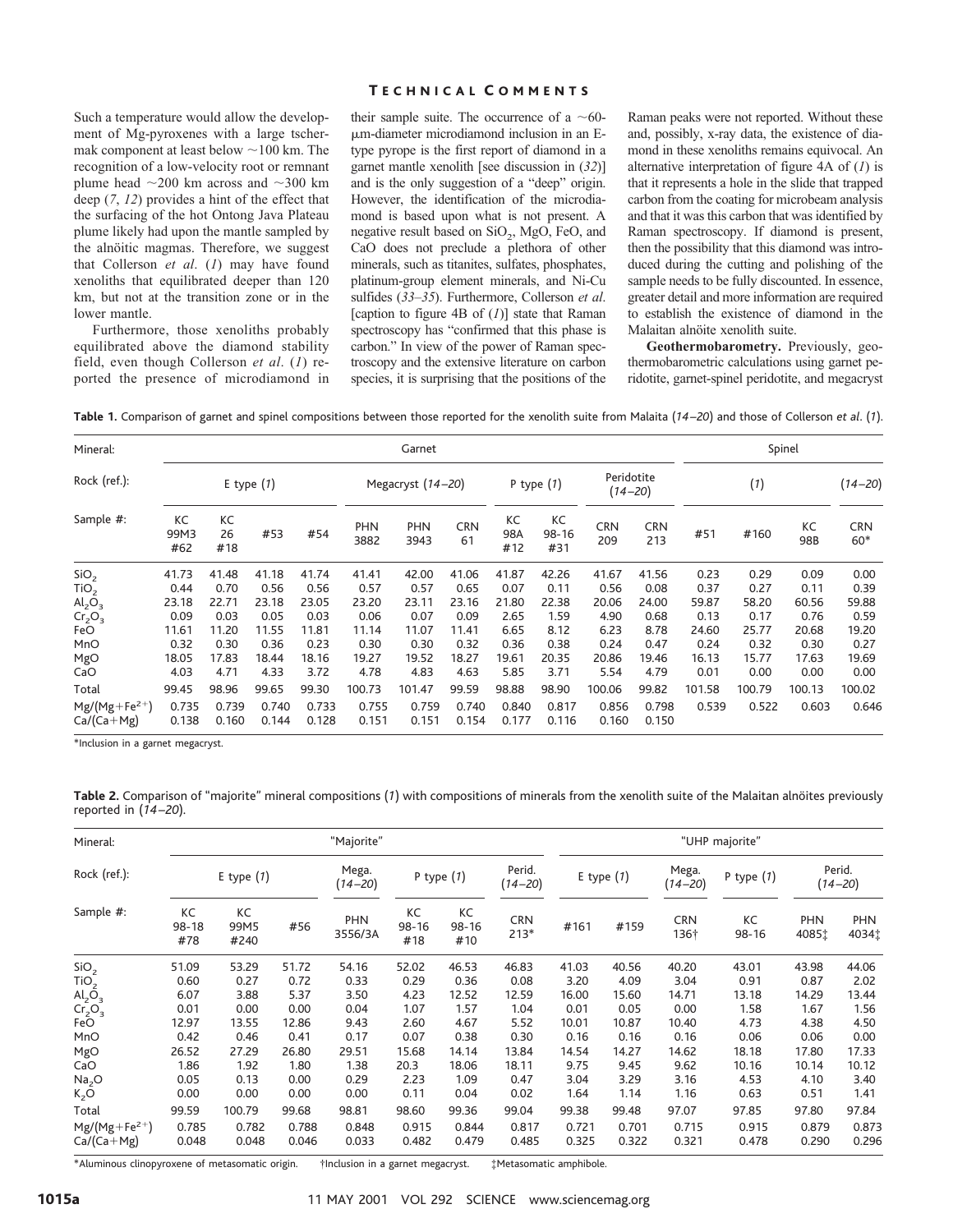Such a temperature would allow the development of Mg-pyroxenes with a large tschermak component at least below ~100 km. The recognition of a low-velocity root or remnant plume head ~200 km across and ~300 km deep (*7*, *12*) provides a hint of the effect that the surfacing of the hot Ontong Java Plateau plume likely had upon the mantle sampled by the alnöitic magmas. Therefore, we suggest that Collerson *et al.* (*1*) may have found xenoliths that equilibrated deeper than 120 km, but not at the transition zone or in the lower mantle.

Furthermore, those xenoliths probably equilibrated above the diamond stability field, even though Collerson *et al.* (*1*) reported the presence of microdiamond in their sample suite. The occurrence of a ~60-μm-diameter microdiamond inclusion in an E-type pyrope is the first report of diamond in a garnet mantle xenolith [see discussion in (*32*)] and is the only suggestion of a "deep" origin. However, the identification of the microdiamond is based upon what is not present. A negative result based on $SiO_2$, MgO, FeO, and CaO does not preclude a plethora of other minerals, such as titanites, sulfates, phosphates, platinum-group element minerals, and Ni-Cu sulfides (*33*–*35*). Furthermore, Collerson *et al.* [caption to figure 4B of (*1*)] state that Raman spectroscopy has "confirmed that this phase is carbon." In view of the power of Raman spectroscopy and the extensive literature on carbon species, it is surprising that the positions of the Raman peaks were not reported. Without these and, possibly, x-ray data, the existence of diamond in these xenoliths remains equivocal. An alternative interpretation of figure 4A of (*1*) is that it represents a hole in the slide that trapped carbon from the coating for microbeam analysis and that it was this carbon that was identified by Raman spectroscopy. If diamond is present, then the possibility that this diamond was introduced during the cutting and polishing of the sample needs to be fully discounted. In essence, greater detail and more information are required to establish the existence of diamond in the Malaitan alnöite xenolith suite.

**Geothermobarometry.** Previously, geothermobarometric calculations using garnet peridotite, garnet-spinel peridotite, and megacryst

**Table 1.** Comparison of garnet and spinel compositions between those reported for the xenolith suite from Malaita (*14*–*20*) and those of Collerson *et al.* (*1*).

| Mineral: | Garnet | | | | | | | | | | | Spinel | | | |
|---|---|---|---|---|---|---|---|---|---|---|---|---|---|---|---|
| Rock (ref.): | E type (*1*) | | | | Megacryst (*14*–*20*) | | | P type (*1*) | | Peridotite (*14*–*20*) | | (*1*) | | | (*14*–*20*) |
| Sample #: | KC 99M3 #62 | KC 26 #18 | #53 | #54 | PHN 3882 | PHN 3943 | CRN 61 | KC 98A #12 | KC 98-16 #31 | CRN 209 | CRN 213 | #51 | #160 | KC 98B | CRN 60* |
| $SiO_2$ | 41.73 | 41.48 | 41.18 | 41.74 | 41.41 | 42.00 | 41.06 | 41.87 | 42.26 | 41.67 | 41.56 | 0.23 | 0.29 | 0.09 | 0.00 |
| $TiO_2$ | 0.44 | 0.70 | 0.56 | 0.56 | 0.57 | 0.57 | 0.65 | 0.07 | 0.11 | 0.56 | 0.08 | 0.37 | 0.27 | 0.11 | 0.39 |
| $Al_2O_3$ | 23.18 | 22.71 | 23.18 | 23.05 | 23.20 | 23.11 | 23.16 | 21.80 | 22.38 | 20.06 | 24.00 | 59.87 | 58.20 | 60.56 | 59.88 |
| $Cr_2O_3$ | 0.09 | 0.03 | 0.05 | 0.03 | 0.06 | 0.07 | 0.09 | 2.65 | 1.59 | 4.90 | 0.68 | 0.13 | 0.17 | 0.76 | 0.59 |
| FeO | 11.61 | 11.20 | 11.55 | 11.81 | 11.14 | 11.07 | 11.41 | 6.65 | 8.12 | 6.23 | 8.78 | 24.60 | 25.77 | 20.68 | 19.20 |
| MnO | 0.32 | 0.30 | 0.36 | 0.23 | 0.30 | 0.30 | 0.32 | 0.36 | 0.38 | 0.24 | 0.47 | 0.24 | 0.32 | 0.30 | 0.27 |
| MgO | 18.05 | 17.83 | 18.44 | 18.16 | 19.27 | 19.52 | 18.27 | 19.61 | 20.35 | 20.86 | 19.46 | 16.13 | 15.77 | 17.63 | 19.69 |
| CaO | 4.03 | 4.71 | 4.33 | 3.72 | 4.78 | 4.83 | 4.63 | 5.85 | 3.71 | 5.54 | 4.79 | 0.01 | 0.00 | 0.00 | 0.00 |
| Total | 99.45 | 98.96 | 99.65 | 99.30 | 100.73 | 101.47 | 99.59 | 98.88 | 98.90 | 100.06 | 99.82 | 101.58 | 100.79 | 100.13 | 100.02 |
| $Mg/(Mg+Fe^{2+})$ | 0.735 | 0.739 | 0.740 | 0.733 | 0.755 | 0.759 | 0.740 | 0.840 | 0.817 | 0.856 | 0.798 | 0.539 | 0.522 | 0.603 | 0.646 |
| $Ca/(Ca+Mg)$ | 0.138 | 0.160 | 0.144 | 0.128 | 0.151 | 0.151 | 0.154 | 0.177 | 0.116 | 0.160 | 0.150 | | | | |

*Inclusion in a garnet megacryst.

**Table 2.** Comparison of "majorite" mineral compositions (*1*) with compositions of minerals from the xenolith suite of the Malaitan alnöites previously reported in (*14*–*20*).

| Mineral: | "Majorite" | | | | | | | "UHP majorite" | | | | | |
|---|---|---|---|---|---|---|---|---|---|---|---|---|---|
| Rock (ref.): | E type (*1*) | | | Mega. (*14*–*20*) | P type (*1*) | | Perid. (*14*–*20*) | E type (*1*) | | Mega. (*14*–*20*) | P type (*1*) | Perid. (*14*–*20*) | |
| Sample #: | KC 98-18 #78 | KC 99M5 #240 | #56 | PHN 3556/3A | KC 98-16 #18 | KC 98-16 #10 | CRN 213* | #161 | #159 | CRN 136† | KC 98-16 | PHN 4085‡ | PHN 4034‡ |
| $SiO_2$ | 51.09 | 53.29 | 51.72 | 54.16 | 52.02 | 46.53 | 46.83 | 41.03 | 40.56 | 40.20 | 43.01 | 43.98 | 44.06 |
| $TiO_2$ | 0.60 | 0.27 | 0.72 | 0.33 | 0.29 | 0.36 | 0.08 | 3.20 | 4.09 | 3.04 | 0.91 | 0.87 | 2.02 |
| $Al_2O_3$ | 6.07 | 3.88 | 5.37 | 3.50 | 4.23 | 12.52 | 12.59 | 16.00 | 15.60 | 14.71 | 13.18 | 14.29 | 13.44 |
| $Cr_2O_3$ | 0.01 | 0.00 | 0.00 | 0.04 | 1.07 | 1.57 | 1.04 | 0.01 | 0.05 | 0.00 | 1.58 | 1.67 | 1.56 |
| FeO | 12.97 | 13.55 | 12.86 | 9.43 | 2.60 | 4.67 | 5.52 | 10.01 | 10.87 | 10.40 | 4.73 | 4.38 | 4.50 |
| MnO | 0.42 | 0.46 | 0.41 | 0.17 | 0.07 | 0.38 | 0.30 | 0.16 | 0.16 | 0.16 | 0.06 | 0.06 | 0.00 |
| MgO | 26.52 | 27.29 | 26.80 | 29.51 | 15.68 | 14.14 | 13.84 | 14.54 | 14.27 | 14.62 | 18.18 | 17.80 | 17.33 |
| CaO | 1.86 | 1.92 | 1.80 | 1.38 | 20.3 | 18.06 | 18.11 | 9.75 | 9.45 | 9.62 | 10.16 | 10.14 | 10.12 |
| $Na_2O$ | 0.05 | 0.13 | 0.00 | 0.29 | 2.23 | 1.09 | 0.47 | 3.04 | 3.29 | 3.16 | 4.53 | 4.10 | 3.40 |
| $K_2O$ | 0.00 | 0.00 | 0.00 | 0.00 | 0.11 | 0.04 | 0.02 | 1.64 | 1.14 | 1.16 | 0.63 | 0.51 | 1.41 |
| Total | 99.59 | 100.79 | 99.68 | 98.81 | 98.60 | 99.36 | 99.04 | 99.38 | 99.48 | 97.07 | 97.85 | 97.80 | 97.84 |
| $Mg/(Mg+Fe^{2+})$ | 0.785 | 0.782 | 0.788 | 0.848 | 0.915 | 0.844 | 0.817 | 0.721 | 0.701 | 0.715 | 0.915 | 0.879 | 0.873 |
| $Ca/(Ca+Mg)$ | 0.048 | 0.048 | 0.046 | 0.033 | 0.482 | 0.479 | 0.485 | 0.325 | 0.322 | 0.321 | 0.478 | 0.290 | 0.296 |

*Aluminous clinopyroxene of metasomatic origin. †Inclusion in a garnet megacryst. ‡Metasomatic amphibole.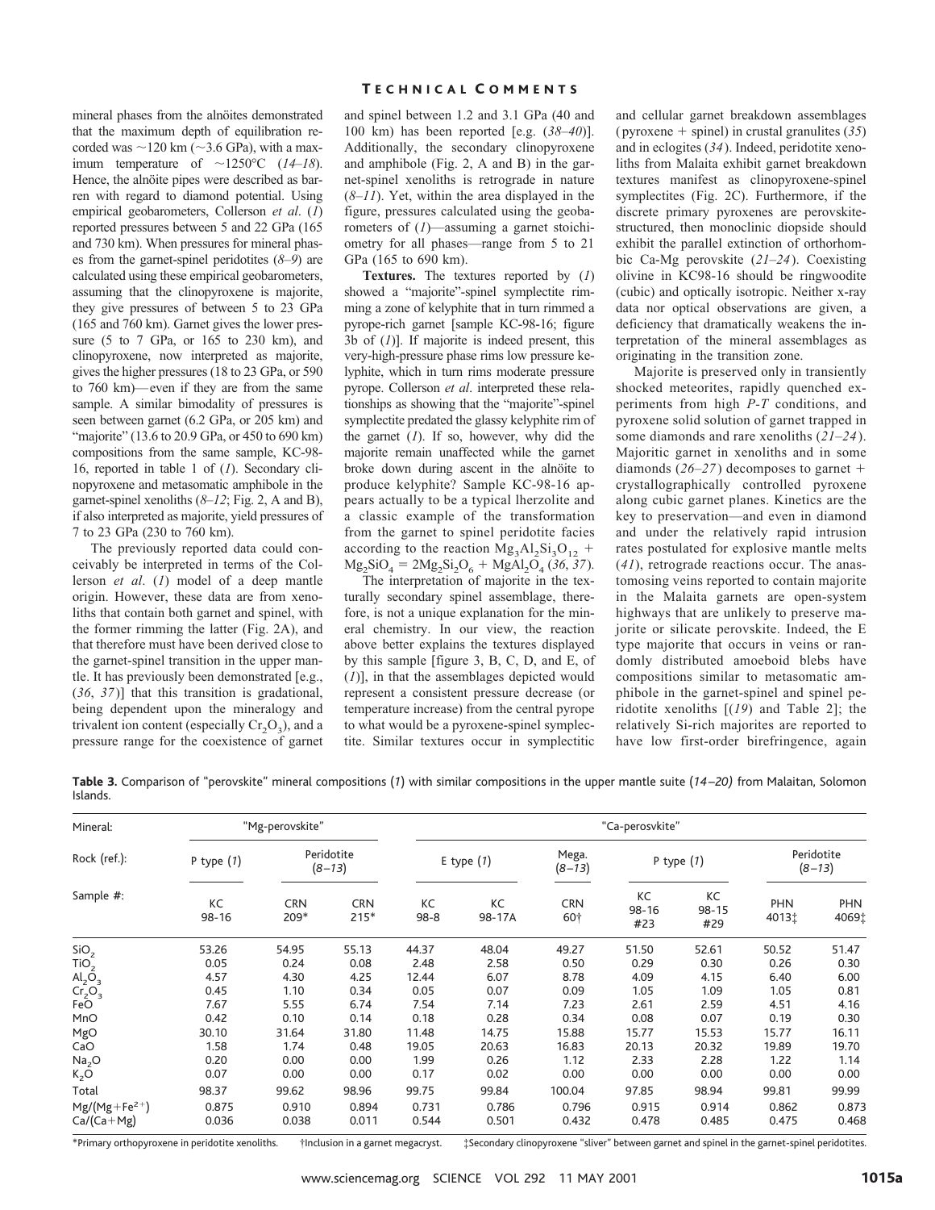mineral phases from the alnöites demonstrated that the maximum depth of equilibration recorded was ~120 km (~3.6 GPa), with a maximum temperature of ~1250°C (*14–18*). Hence, the alnöite pipes were described as barren with regard to diamond potential. Using empirical geobarometers, Collerson *et al*. (*1*) reported pressures between 5 and 22 GPa (165 and 730 km). When pressures for mineral phases from the garnet-spinel peridotites (*8–9*) are calculated using these empirical geobarometers, assuming that the clinopyroxene is majorite, they give pressures of between 5 to 23 GPa (165 and 760 km). Garnet gives the lower pressure (5 to 7 GPa, or 165 to 230 km), and clinopyroxene, now interpreted as majorite, gives the higher pressures (18 to 23 GPa, or 590 to 760 km)—even if they are from the same sample. A similar bimodality of pressures is seen between garnet (6.2 GPa, or 205 km) and "majorite" (13.6 to 20.9 GPa, or 450 to 690 km) compositions from the same sample, KC-98-16, reported in table 1 of (*1*). Secondary clinopyroxene and metasomatic amphibole in the garnet-spinel xenoliths (*8–12*; Fig. 2, A and B), if also interpreted as majorite, yield pressures of 7 to 23 GPa (230 to 760 km).

The previously reported data could conceivably be interpreted in terms of the Collerson *et al*. (*1*) model of a deep mantle origin. However, these data are from xenoliths that contain both garnet and spinel, with the former rimming the latter (Fig. 2A), and that therefore must have been derived close to the garnet-spinel transition in the upper mantle. It has previously been demonstrated [e.g., (*36*, *37*)] that this transition is gradational, being dependent upon the mineralogy and trivalent ion content (especially $Cr_2O_3$), and a pressure range for the coexistence of garnet and spinel between 1.2 and 3.1 GPa (40 and 100 km) has been reported [e.g. (*38–40*)]. Additionally, the secondary clinopyroxene and amphibole (Fig. 2, A and B) in the garnet-spinel xenoliths is retrograde in nature (*8–11*). Yet, within the area displayed in the figure, pressures calculated using the geobarometers of (*1*)—assuming a garnet stoichiometry for all phases—range from 5 to 21 GPa (165 to 690 km).

**Textures.** The textures reported by (*1*) showed a "majorite"-spinel symplectite rimming a zone of kelyphite that in turn rimmed a pyrope-rich garnet [sample KC-98-16; figure 3b of (*1*)]. If majorite is indeed present, this very-high-pressure phase rims low pressure kelyphite, which in turn rims moderate pressure pyrope. Collerson *et al*. interpreted these relationships as showing that the "majorite"-spinel symplectite predated the glassy kelyphite rim of the garnet (*1*). If so, however, why did the majorite remain unaffected while the garnet broke down during ascent in the alnöite to produce kelyphite? Sample KC-98-16 appears actually to be a typical lherzolite and a classic example of the transformation from the garnet to spinel peridotite facies according to the reaction $Mg_3Al_2Si_3O_{12}$ + $Mg_2SiO_4$ = $2Mg_2Si_2O_6$ + $MgAl_2O_4$ (*36*, *37*).

The interpretation of majorite in the texturally secondary spinel assemblage, therefore, is not a unique explanation for the mineral chemistry. In our view, the reaction above better explains the textures displayed by this sample [figure 3, B, C, D, and E, of (*1*)], in that the assemblages depicted would represent a consistent pressure decrease (or temperature increase) from the central pyrope to what would be a pyroxene-spinel symplectite. Similar textures occur in symplectitic and cellular garnet breakdown assemblages (pyroxene + spinel) in crustal granulites (*35*) and in eclogites (*34*). Indeed, peridotite xenoliths from Malaita exhibit garnet breakdown textures manifest as clinopyroxene-spinel symplectites (Fig. 2C). Furthermore, if the discrete primary pyroxenes are perovskite-structured, then monoclinic diopside should exhibit the parallel extinction of orthorhombic Ca-Mg perovskite (*21–24*). Coexisting olivine in KC98-16 should be ringwoodite (cubic) and optically isotropic. Neither x-ray data nor optical observations are given, a deficiency that dramatically weakens the interpretation of the mineral assemblages as originating in the transition zone.

Majorite is preserved only in transiently shocked meteorites, rapidly quenched experiments from high *P-T* conditions, and pyroxene solid solution of garnet trapped in some diamonds and rare xenoliths (*21–24*). Majoritic garnet in xenoliths and in some diamonds (*26–27*) decomposes to garnet + crystallographically controlled pyroxene along cubic garnet planes. Kinetics are the key to preservation—and even in diamond and under the relatively rapid intrusion rates postulated for explosive mantle melts (*41*), retrograde reactions occur. The anastomosing veins reported to contain majorite in the Malaita garnets are open-system highways that are unlikely to preserve majorite or silicate perovskite. Indeed, the E type majorite that occurs in veins or randomly distributed amoeboid blebs have compositions similar to metasomatic amphibole in the garnet-spinel and spinel peridotite xenoliths [(*19*) and Table 2]; the relatively Si-rich majorites are reported to have low first-order birefringence, again

**Table 3.** Comparison of "perovskite" mineral compositions (*1*) with similar compositions in the upper mantle suite (*14–20*) from Malaitan, Solomon Islands.

| Mineral: | "Mg-perovskite" | | | "Ca-perosvkite" | | | | | | |
|---|---|---|---|---|---|---|---|---|---|---|
| Rock (ref.): | P type (*1*) | Peridotite (*8–13*) | | E type (*1*) | | Mega. (*8–13*) | P type (*1*) | | Peridotite (*8–13*) | |
| Sample #: | KC 98-16 | CRN 209* | CRN 215* | KC 98-8 | KC 98-17A | CRN 60† | KC 98-16 #23 | KC 98-15 #29 | PHN 4013‡ | PHN 4069‡ |
| $SiO_2$ | 53.26 | 54.95 | 55.13 | 44.37 | 48.04 | 49.27 | 51.50 | 52.61 | 50.52 | 51.47 |
| $TiO_2$ | 0.05 | 0.24 | 0.08 | 2.48 | 2.58 | 0.50 | 0.29 | 0.30 | 0.26 | 0.30 |
| $Al_2O_3$ | 4.57 | 4.30 | 4.25 | 12.44 | 6.07 | 8.78 | 4.09 | 4.15 | 6.40 | 6.00 |
| $Cr_2O_3$ | 0.45 | 1.10 | 0.34 | 0.05 | 0.07 | 0.09 | 1.05 | 1.09 | 1.05 | 0.81 |
| FeO | 7.67 | 5.55 | 6.74 | 7.54 | 7.14 | 7.23 | 2.61 | 2.59 | 4.51 | 4.16 |
| MnO | 0.42 | 0.10 | 0.14 | 0.18 | 0.28 | 0.34 | 0.08 | 0.07 | 0.19 | 0.30 |
| MgO | 30.10 | 31.64 | 31.80 | 11.48 | 14.75 | 15.88 | 15.77 | 15.53 | 15.77 | 16.11 |
| CaO | 1.58 | 1.74 | 0.48 | 19.05 | 20.63 | 16.83 | 20.13 | 20.32 | 19.89 | 19.70 |
| $Na_2O$ | 0.20 | 0.00 | 0.00 | 1.99 | 0.26 | 1.12 | 2.33 | 2.28 | 1.22 | 1.14 |
| $K_2O$ | 0.07 | 0.00 | 0.00 | 0.17 | 0.02 | 0.00 | 0.00 | 0.00 | 0.00 | 0.00 |
| Total | 98.37 | 99.62 | 98.96 | 99.75 | 99.84 | 100.04 | 97.85 | 98.94 | 99.81 | 99.99 |
| $Mg/(Mg+Fe^{2+})$ | 0.875 | 0.910 | 0.894 | 0.731 | 0.786 | 0.796 | 0.915 | 0.914 | 0.862 | 0.873 |
| $Ca/(Ca+Mg)$ | 0.036 | 0.038 | 0.011 | 0.544 | 0.501 | 0.432 | 0.478 | 0.485 | 0.475 | 0.468 |

*Primary orthopyroxene in peridotite xenoliths. †Inclusion in a garnet megacryst. ‡Secondary clinopyroxene "sliver" between garnet and spinel in the garnet-spinel peridotites.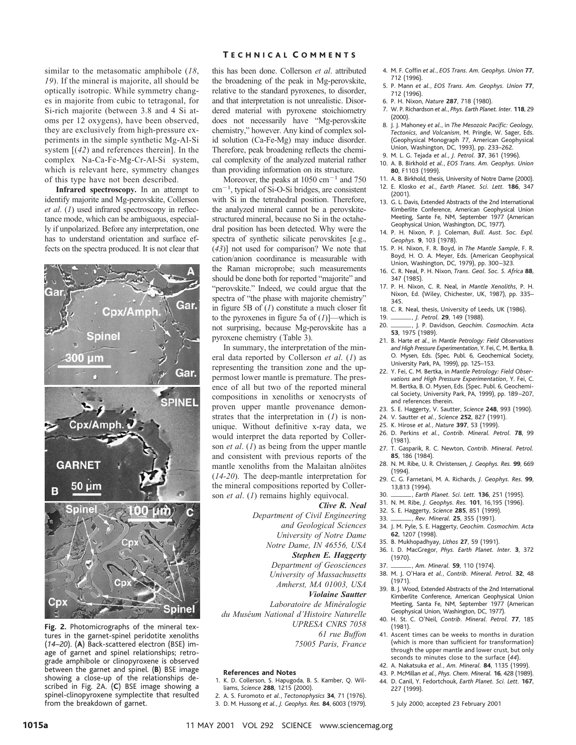similar to the metasomatic amphibole (*18*, *19*). If the mineral is majorite, all should be optically isotropic. While symmetry changes in majorite from cubic to tetragonal, for Si-rich majorite (between 3.8 and 4 Si atoms per 12 oxygens), have been observed, they are exclusively from high-pressure experiments in the simple synthetic Mg-Al-Si system [(*42*) and references therein]. In the complex Na-Ca-Fe-Mg-Cr-Al-Si system, which is relevant here, symmetry changes of this type have not been described.

**Infrared spectroscopy.** In an attempt to identify majorite and Mg-perovskite, Collerson *et al*. (*1*) used infrared spectroscopy in reflectance mode, which can be ambiguous, especially if unpolarized. Before any interpretation, one has to understand orientation and surface effects on the spectra produced. It is not clear that this has been done. Collerson *et al*. attributed the broadening of the peak in Mg-perovskite, relative to the standard pyroxenes, to disorder, and that interpretation is not unrealistic. Disordered material with pyroxene stoichiometry does not necessarily have "Mg-perovskite chemistry," however. Any kind of complex solid solution (Ca-Fe-Mg) may induce disorder. Therefore, peak broadening reflects the chemical complexity of the analyzed material rather than providing information on its structure.

Moreover, the peaks at 1050 $cm^{-1}$ and 750 $cm^{-1}$, typical of Si-O-Si bridges, are consistent with Si in the tetrahedral position. Therefore, the analyzed mineral cannot be a perovskite-structured mineral, because no Si in the octahedral position has been detected. Why were the spectra of synthetic silicate perovskites [e.g., (*43*)] not used for comparison? We note that cation/anion coordinance is measurable with the Raman microprobe; such measurements should be done both for reported "majorite" and "perovskite." Indeed, we could argue that the spectra of "the phase with majorite chemistry" in figure 5B of (*1*) constitute a much closer fit to the pyroxenes in figure 5a of (*1*)]—which is not surprising, because Mg-perovskite has a pyroxene chemistry (Table 3).

In summary, the interpretation of the mineral data reported by Collerson *et al*. (*1*) as representing the transition zone and the uppermost lower mantle is premature. The presence of all but two of the reported mineral compositions in xenoliths or xenocrysts of proven upper mantle provenance demonstrates that the interpretation in (*1*) is nonunique. Without definitive x-ray data, we would interpret the data reported by Collerson *et al*. (*1*) as being from the upper mantle and consistent with previous reports of the mantle xenoliths from the Malaitan alnöites (*14-20*). The deep-mantle interpretation for the mineral compositions reported by Collerson *et al*. (*1*) remains highly equivocal.

***Clive R. Neal***
*Department of Civil Engineering and Geological Sciences*
*University of Notre Dame*
*Notre Dame, IN 46556, USA*

***Stephen E. Haggerty***
*Department of Geosciences*
*University of Massachusetts*
*Amherst, MA 01003, USA*

***Violaine Sautter***
*Laboratoire de Minéralogie du Muséum National d'Histoire Naturelle*
*UPRESA CNRS 7058*
*61 rue Buffon*
*75005 Paris, France*

**Fig. 2.** Photomicrographs of the mineral textures in the garnet-spinel peridotite xenoliths (*14–20*). (**A**) Back-scattered electron (BSE) image of garnet and spinel relationships; retrograde amphibole or clinopyroxene is observed between the garnet and spinel. (**B**) BSE image showing a close-up of the relationships described in Fig. 2A. (**C**) BSE image showing a spinel-clinopyroxene symplectite that resulted from the breakdown of garnet.

**References and Notes**

1. K. D. Collerson, S. Hapugoda, B. S. Kamber, Q. Williams, *Science* **288**, 1215 (2000).
2. A. S. Furomoto *et al*., *Tectonophysics* **34**, 71 (1976).
3. D. M. Hussong *et al*., *J. Geophys. Res.* **84**, 6003 (1979).
4. M. F. Coffin *et al*., *EOS Trans. Am. Geophys. Union* **77**, 712 (1996).
5. P. Mann *et al*., *EOS Trans. Am. Geophys. Union* **77**, 712 (1996).
6. P. H. Nixon, *Nature* **287**, 718 (1980).
7. W. P. Richardson *et al*., *Phys. Earth Planet. Inter.* **118**, 29 (2000).
8. J. J. Mahoney *et al*., in *The Mesozoic Pacific: Geology, Tectonics, and Volcanism*, M. Pringle, W. Sager, Eds. (Geophysical Monograph 77, American Geophysical Union, Washington, DC, 1993), pp. 233–262.
9. M. L. G. Tejada *et al*., *J. Petrol.* **37**, 361 (1996).
10. A. B. Birkhold *et al*., *EOS Trans. Am. Geophys. Union* **80**, F1103 (1999).
11. A. B. Birkhold, thesis, University of Notre Dame (2000).
12. E. Klosko *et al*., *Earth Planet. Sci. Lett.* **186**, 347 (2001).
13. G. L. Davis, Extended Abstracts of the 2nd International Kimberlite Conference, American Geophysical Union Meeting, Sante Fe, NM, September 1977 (American Geophysical Union, Washington, DC, 1977).
14. P. H. Nixon, P. J. Coleman, *Bull. Aust. Soc. Expl. Geophys.* **9**, 103 (1978).
15. P. H. Nixon, F. R. Boyd, in *The Mantle Sample*, F. R. Boyd, H. O. A. Meyer, Eds. (American Geophysical Union, Washington, DC, 1979), pp. 300–323.
16. C. R. Neal, P. H. Nixon, *Trans. Geol. Soc. S. Africa* **88**, 347 (1985).
17. P. H. Nixon, C. R. Neal, in *Mantle Xenoliths*, P. H. Nixon, Ed. (Wiley, Chichester, UK, 1987), pp. 335–345.
18. C. R. Neal, thesis, University of Leeds, UK (1986).
19. ———, *J. Petrol.* **29**, 149 (1988).
20. ———, J. P. Davidson, *Geochim. Cosmochim. Acta* **53**, 1975 (1989).
21. B. Harte *et al*., in *Mantle Petrology: Field Observations and High Pressure Experimentation*, Y. Fei, C. M. Bertka, B. O. Mysen, Eds. (Spec. Publ. 6, Geochemical Society, University Park, PA, 1999), pp. 125–153.
22. Y. Fei, C. M. Bertka, in *Mantle Petrology: Field Observations and High Pressure Experimentation*, Y. Fei, C. M. Bertka, B. O. Mysen, Eds. (Spec. Publ. 6, Geochemical Society, University Park, PA, 1999), pp. 189–207, and references therein.
23. S. E. Haggerty, V. Sautter, *Science* **248**, 993 (1990).
24. V. Sautter *et al*., *Science* **252**, 827 (1991).
25. K. Hirose *et al*., *Nature* **397**, 53 (1999).
26. D. Perkins *et al*., *Contrib. Mineral. Petrol.* **78**, 99 (1981).
27. T. Gasparik, R. C. Newton, *Contrib. Mineral. Petrol.* **85**, 186 (1984).
28. N. M. Ribe, U. R. Christensen, *J. Geophys. Res.* **99**, 669 (1994).
29. C. G. Farnetani, M. A. Richards, *J. Geophys. Res.* **99**, 13,813 (1994).
30. ———, *Earth Planet. Sci. Lett.* **136**, 251 (1995).
31. N. M. Ribe, *J. Geophys. Res.* **101**, 16,195 (1996).
32. S. E. Haggerty, *Science* **285**, 851 (1999).
33. ———, *Rev. Mineral.* **25**, 355 (1991).
34. J. M. Pyle, S. E. Haggerty, *Geochim. Cosmochim. Acta* **62**, 1207 (1998).
35. B. Mukhopadhyay, *Lithos* **27**, 59 (1991).
36. I. D. MacGregor, *Phys. Earth Planet. Inter.* **3**, 372 (1970).
37. ———, *Am. Mineral.* **59**, 110 (1974).
38. M. J. O'Hara *et al*., *Contrib. Mineral. Petrol.* **32**, 48 (1971).
39. B. J. Wood, Extended Abstracts of the 2nd International Kimberlite Conference, American Geophysical Union Meeting, Santa Fe, NM, September 1977 (American Geophysical Union, Washington, DC, 1977).
40. H. St. C. O'Neil, *Contrib. Mineral. Petrol.* **77**, 185 (1981).
41. Ascent times can be weeks to months in duration (which is more than sufficient for transformation) through the upper mantle and lower crust, but only seconds to minutes close to the surface (*44*).
42. A. Nakatsuka *et al*., *Am. Mineral.* **84**, 1135 (1999).
43. P. McMillan *et al*., *Phys. Chem. Mineral.* **16**, 428 (1989).
44. D. Canil, Y. Fedortchouk, *Earth Planet. Sci. Lett.* **167**, 227 (1999).

5 July 2000; accepted 23 February 2001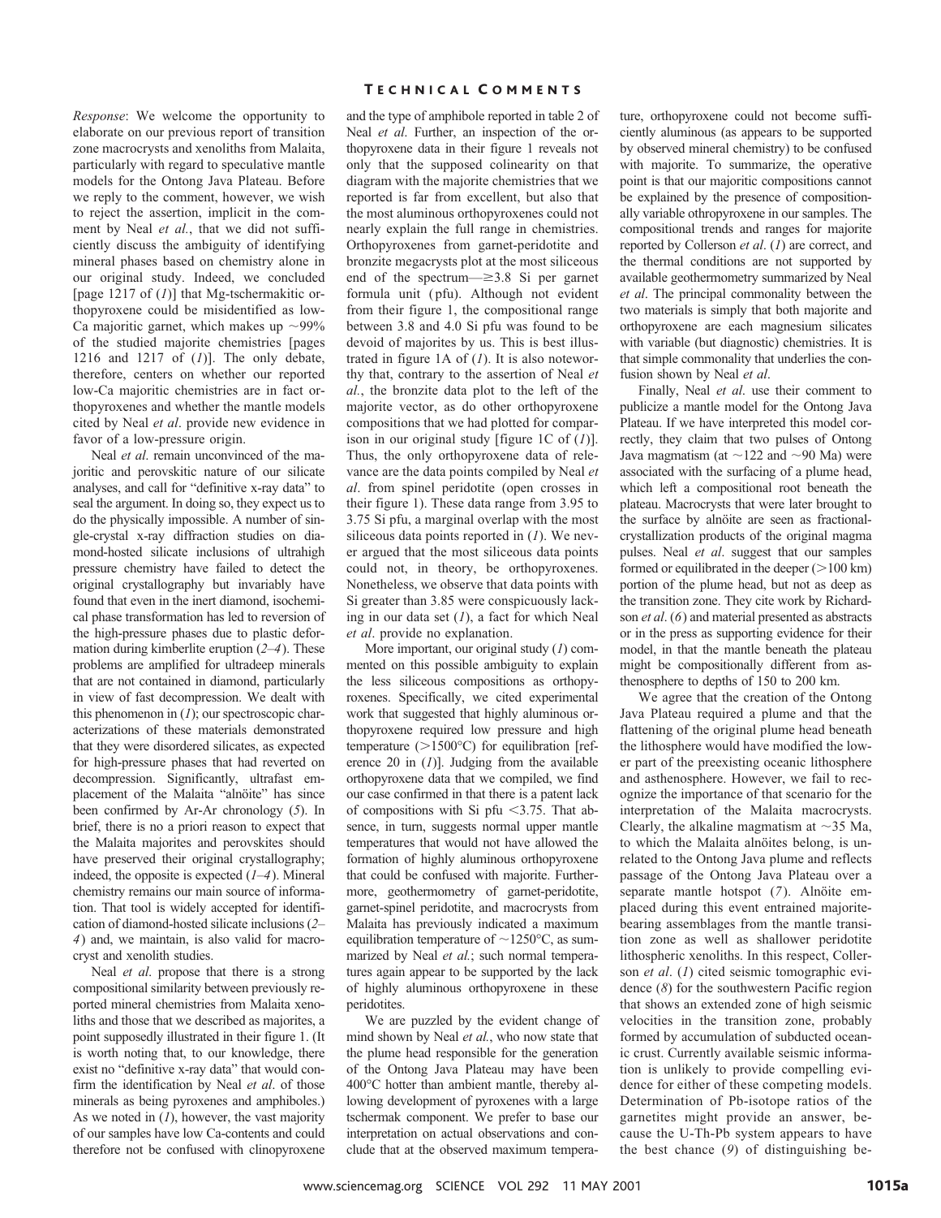*Response*: We welcome the opportunity to elaborate on our previous report of transition zone macrocrysts and xenoliths from Malaita, particularly with regard to speculative mantle models for the Ontong Java Plateau. Before we reply to the comment, however, we wish to reject the assertion, implicit in the comment by Neal *et al.*, that we did not sufficiently discuss the ambiguity of identifying mineral phases based on chemistry alone in our original study. Indeed, we concluded [page 1217 of (*1*)] that Mg-tschermakitic orthopyroxene could be misidentified as low-Ca majoritic garnet, which makes up ~99% of the studied majorite chemistries [pages 1216 and 1217 of (*1*)]. The only debate, therefore, centers on whether our reported low-Ca majoritic chemistries are in fact orthopyroxenes and whether the mantle models cited by Neal *et al*. provide new evidence in favor of a low-pressure origin.

Neal *et al.* remain unconvinced of the majoritic and perovskitic nature of our silicate analyses, and call for "definitive x-ray data" to seal the argument. In doing so, they expect us to do the physically impossible. A number of single-crystal x-ray diffraction studies on diamond-hosted silicate inclusions of ultrahigh pressure chemistry have failed to detect the original crystallography but invariably have found that even in the inert diamond, isochemical phase transformation has led to reversion of the high-pressure phases due to plastic deformation during kimberlite eruption (*2*–*4*). These problems are amplified for ultradeep minerals that are not contained in diamond, particularly in view of fast decompression. We dealt with this phenomenon in (*1*); our spectroscopic characterizations of these materials demonstrated that they were disordered silicates, as expected for high-pressure phases that had reverted on decompression. Significantly, ultrafast emplacement of the Malaita "alnöite" has since been confirmed by Ar-Ar chronology (*5*). In brief, there is no a priori reason to expect that the Malaita majorites and perovskites should have preserved their original crystallography; indeed, the opposite is expected (*1*–*4*). Mineral chemistry remains our main source of information. That tool is widely accepted for identification of diamond-hosted silicate inclusions (*2*–*4*) and, we maintain, is also valid for macrocryst and xenolith studies.

Neal *et al*. propose that there is a strong compositional similarity between previously reported mineral chemistries from Malaita xenoliths and those that we described as majorites, a point supposedly illustrated in their figure 1. (It is worth noting that, to our knowledge, there exist no "definitive x-ray data" that would confirm the identification by Neal *et al*. of those minerals as being pyroxenes and amphiboles.) As we noted in (*1*), however, the vast majority of our samples have low Ca-contents and could therefore not be confused with clinopyroxene and the type of amphibole reported in table 2 of Neal *et al.* Further, an inspection of the orthopyroxene data in their figure 1 reveals not only that the supposed colinearity on that diagram with the majorite chemistries that we reported is far from excellent, but also that the most aluminous orthopyroxenes could not nearly explain the full range in chemistries. Orthopyroxenes from garnet-peridotite and bronzite megacrysts plot at the most siliceous end of the spectrum—≥3.8 Si per garnet formula unit (pfu). Although not evident from their figure 1, the compositional range between 3.8 and 4.0 Si pfu was found to be devoid of majorites by us. This is best illustrated in figure 1A of (*1*). It is also noteworthy that, contrary to the assertion of Neal *et al.*, the bronzite data plot to the left of the majorite vector, as do other orthopyroxene compositions that we had plotted for comparison in our original study [figure 1C of (*1*)]. Thus, the only orthopyroxene data of relevance are the data points compiled by Neal *et al*. from spinel peridotite (open crosses in their figure 1). These data range from 3.95 to 3.75 Si pfu, a marginal overlap with the most siliceous data points reported in (*1*). We never argued that the most siliceous data points could not, in theory, be orthopyroxenes. Nonetheless, we observe that data points with Si greater than 3.85 were conspicuously lacking in our data set (*1*), a fact for which Neal *et al*. provide no explanation.

More important, our original study (*1*) commented on this possible ambiguity to explain the less siliceous compositions as orthopyroxenes. Specifically, we cited experimental work that suggested that highly aluminous orthopyroxene required low pressure and high temperature (>1500°C) for equilibration [reference 20 in (*1*)]. Judging from the available orthopyroxene data that we compiled, we find our case confirmed in that there is a patent lack of compositions with Si pfu <3.75. That absence, in turn, suggests normal upper mantle temperatures that would not have allowed the formation of highly aluminous orthopyroxene that could be confused with majorite. Furthermore, geothermometry of garnet-peridotite, garnet-spinel peridotite, and macrocrysts from Malaita has previously indicated a maximum equilibration temperature of ~1250°C, as summarized by Neal *et al.*; such normal temperatures again appear to be supported by the lack of highly aluminous orthopyroxene in these peridotites.

We are puzzled by the evident change of mind shown by Neal *et al.*, who now state that the plume head responsible for the generation of the Ontong Java Plateau may have been 400°C hotter than ambient mantle, thereby allowing development of pyroxenes with a large tschermak component. We prefer to base our interpretation on actual observations and conclude that at the observed maximum temperature, orthopyroxene could not become sufficiently aluminous (as appears to be supported by observed mineral chemistry) to be confused with majorite. To summarize, the operative point is that our majoritic compositions cannot be explained by the presence of compositionally variable othropyroxene in our samples. The compositional trends and ranges for majorite reported by Collerson *et al*. (*1*) are correct, and the thermal conditions are not supported by available geothermometry summarized by Neal *et al*. The principal commonality between the two materials is simply that both majorite and orthopyroxene are each magnesium silicates with variable (but diagnostic) chemistries. It is that simple commonality that underlies the confusion shown by Neal *et al*.

Finally, Neal *et al*. use their comment to publicize a mantle model for the Ontong Java Plateau. If we have interpreted this model correctly, they claim that two pulses of Ontong Java magmatism (at ~122 and ~90 Ma) were associated with the surfacing of a plume head, which left a compositional root beneath the plateau. Macrocrysts that were later brought to the surface by alnöite are seen as fractional-crystallization products of the original magma pulses. Neal *et al*. suggest that our samples formed or equilibrated in the deeper (>100 km) portion of the plume head, but not as deep as the transition zone. They cite work by Richardson *et al*. (*6*) and material presented as abstracts or in the press as supporting evidence for their model, in that the mantle beneath the plateau might be compositionally different from asthenosphere to depths of 150 to 200 km.

We agree that the creation of the Ontong Java Plateau required a plume and that the flattening of the original plume head beneath the lithosphere would have modified the lower part of the preexisting oceanic lithosphere and asthenosphere. However, we fail to recognize the importance of that scenario for the interpretation of the Malaita macrocrysts. Clearly, the alkaline magmatism at ~35 Ma, to which the Malaita alnöites belong, is unrelated to the Ontong Java plume and reflects passage of the Ontong Java Plateau over a separate mantle hotspot (*7*). Alnöite emplaced during this event entrained majorite-bearing assemblages from the mantle transition zone as well as shallower peridotite lithospheric xenoliths. In this respect, Collerson *et al*. (*1*) cited seismic tomographic evidence (*8*) for the southwestern Pacific region that shows an extended zone of high seismic velocities in the transition zone, probably formed by accumulation of subducted oceanic crust. Currently available seismic information is unlikely to provide compelling evidence for either of these competing models. Determination of Pb-isotope ratios of the garnetites might provide an answer, because the U-Th-Pb system appears to have the best chance (*9*) of distinguishing be-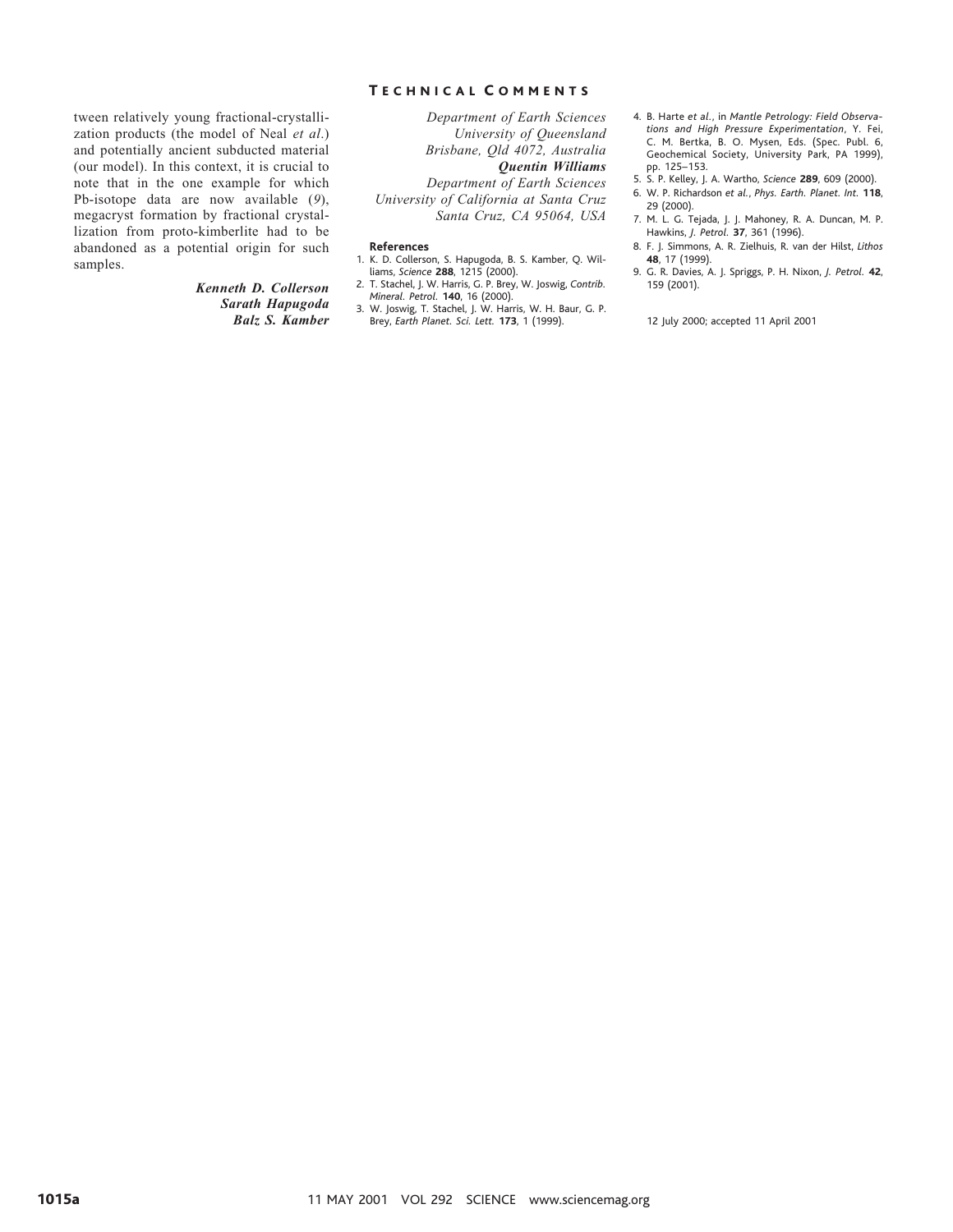tween relatively young fractional-crystallization products (the model of Neal *et al*.) and potentially ancient subducted material (our model). In this context, it is crucial to note that in the one example for which Pb-isotope data are now available (*9*), megacryst formation by fractional crystallization from proto-kimberlite had to be abandoned as a potential origin for such samples.

***Kenneth D. Collerson***
***Sarath Hapugoda***
***Balz S. Kamber***
*Department of Earth Sciences*
*University of Queensland*
*Brisbane, Qld 4072, Australia*
***Quentin Williams***
*Department of Earth Sciences*
*University of California at Santa Cruz*
*Santa Cruz, CA 95064, USA*

**References**

1. K. D. Collerson, S. Hapugoda, B. S. Kamber, Q. Williams, *Science* **288**, 1215 (2000).
2. T. Stachel, J. W. Harris, G. P. Brey, W. Joswig, *Contrib. Mineral. Petrol.* **140**, 16 (2000).
3. W. Joswig, T. Stachel, J. W. Harris, W. H. Baur, G. P. Brey, *Earth Planet. Sci. Lett.* **173**, 1 (1999).
4. B. Harte *et al.*, in *Mantle Petrology: Field Observations and High Pressure Experimentation*, Y. Fei, C. M. Bertka, B. O. Mysen, Eds. (Spec. Publ. 6, Geochemical Society, University Park, PA 1999), pp. 125–153.
5. S. P. Kelley, J. A. Wartho, *Science* **289**, 609 (2000).
6. W. P. Richardson *et al.*, *Phys. Earth. Planet. Int.* **118**, 29 (2000).
7. M. L. G. Tejada, J. J. Mahoney, R. A. Duncan, M. P. Hawkins, *J. Petrol.* **37**, 361 (1996).
8. F. J. Simmons, A. R. Zielhuis, R. van der Hilst, *Lithos* **48**, 17 (1999).
9. G. R. Davies, A. J. Spriggs, P. H. Nixon, *J. Petrol.* **42**, 159 (2001).

12 July 2000; accepted 11 April 2001